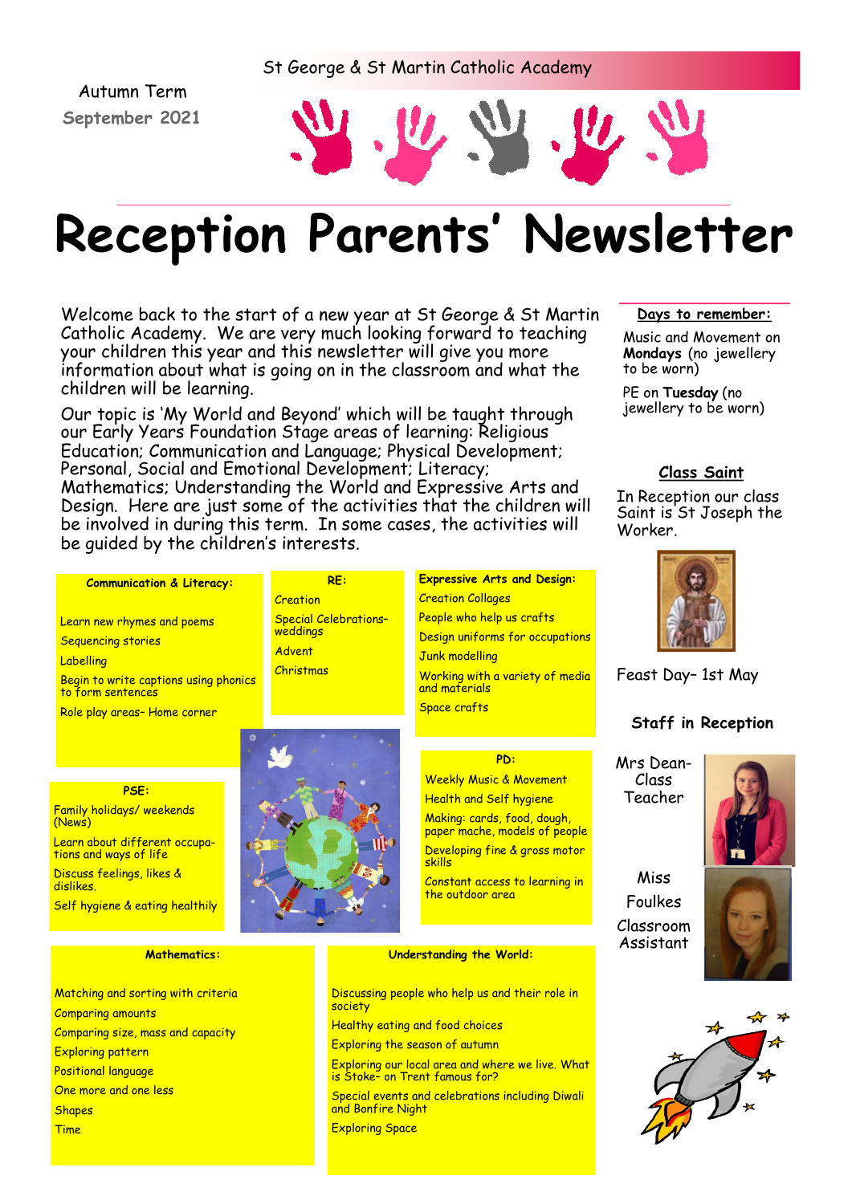St George & St Martin Catholic Academy

Autumn Term

September 2021

# Reception Parents' Newsletter

Welcome back to the start of a new year at St George & St Martin Catholic Academy. We are very much looking forward to teaching your children this year and this newsletter will give you more information about what is going on in the classroom and what the children will be learning.

Our topic is 'My World and Beyond' which will be taught through our Early Years Foundation Stage areas of learning: Religious Education; Communication and Language; Physical Development; Personal, Social and Emotional Development; Literacy; Mathematics; Understanding the World and Expressive Arts and Design. Here are just some of the activities that the children will be involved in during this term. In some cases, the activities will be guided by the children's interests.

### Communication & Literacy:

- Learn new rhymes and poems
- Sequencing stories
- Labelling
- Begin to write captions using phonics to form sentences
- Role play areas– Home corner

### RE:

- Creation
- Special Celebrations– weddings
- Advent
- Christmas

### Expressive Arts and Design:

- Creation Collages
- People who help us crafts
- Design uniforms for occupations
- Junk modelling
- Working with a variety of media and materials
- Space crafts

### PSE:

- Family holidays/ weekends (News)
- Learn about different occupations and ways of life
- Discuss feelings, likes & dislikes.
- Self hygiene & eating healthily

### PD:

- Weekly Music & Movement
- Health and Self hygiene
- Making: cards, food, dough, paper mache, models of people
- Developing fine & gross motor skills
- Constant access to learning in the outdoor area

### Mathematics:

- Matching and sorting with criteria
- Comparing amounts
- Comparing size, mass and capacity
- Exploring pattern
- Positional language
- One more and one less
- Shapes
- Time

### Understanding the World:

- Discussing people who help us and their role in society
- Healthy eating and food choices
- Exploring the season of autumn
- Exploring our local area and where we live. What is Stoke– on Trent famous for?
- Special events and celebrations including Diwali and Bonfire Night
- Exploring Space

### Days to remember:

Music and Movement on **Mondays** (no jewellery to be worn)

PE on **Tuesday** (no jewellery to be worn)

### Class Saint

In Reception our class Saint is St Joseph the Worker.

Feast Day– 1st May

### Staff in Reception

Mrs Dean- Class Teacher

Miss Foulkes Classroom Assistant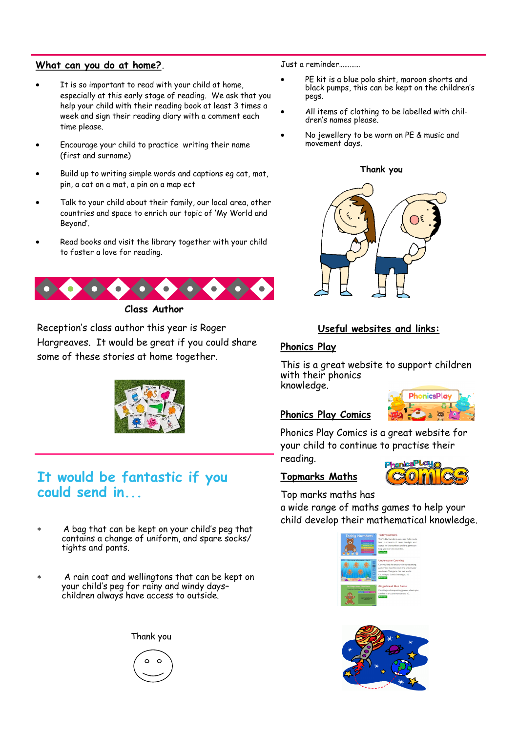## What can you do at home?.

- It is so important to read with your child at home, especially at this early stage of reading. We ask that you help your child with their reading book at least 3 times a week and sign their reading diary with a comment each time please.
- Encourage your child to practice writing their name (first and surname)
- Build up to writing simple words and captions eg cat, mat, pin, a cat on a mat, a pin on a map ect
- Talk to your child about their family, our local area, other countries and space to enrich our topic of 'My World and Beyond'.
- Read books and visit the library together with your child to foster a love for reading.

### Class Author

Reception's class author this year is Roger Hargreaves. It would be great if you could share some of these stories at home together.

## It would be fantastic if you could send in...

* A bag that can be kept on your child's peg that contains a change of uniform, and spare socks/ tights and pants.
* A rain coat and wellingtons that can be kept on your child's peg for rainy and windy days– children always have access to outside.

Thank you

Just a reminder…………

- PE kit is a blue polo shirt, maroon shorts and black pumps, this can be kept on the children's pegs.
- All items of clothing to be labelled with children's names please.
- No jewellery to be worn on PE & music and movement days.

**Thank you**

## Useful websites and links:

### Phonics Play

This is a great website to support children with their phonics knowledge.

### Phonics Play Comics

Phonics Play Comics is a great website for your child to continue to practise their reading.

### Topmarks Maths

Top marks maths has a wide range of maths games to help your child develop their mathematical knowledge.